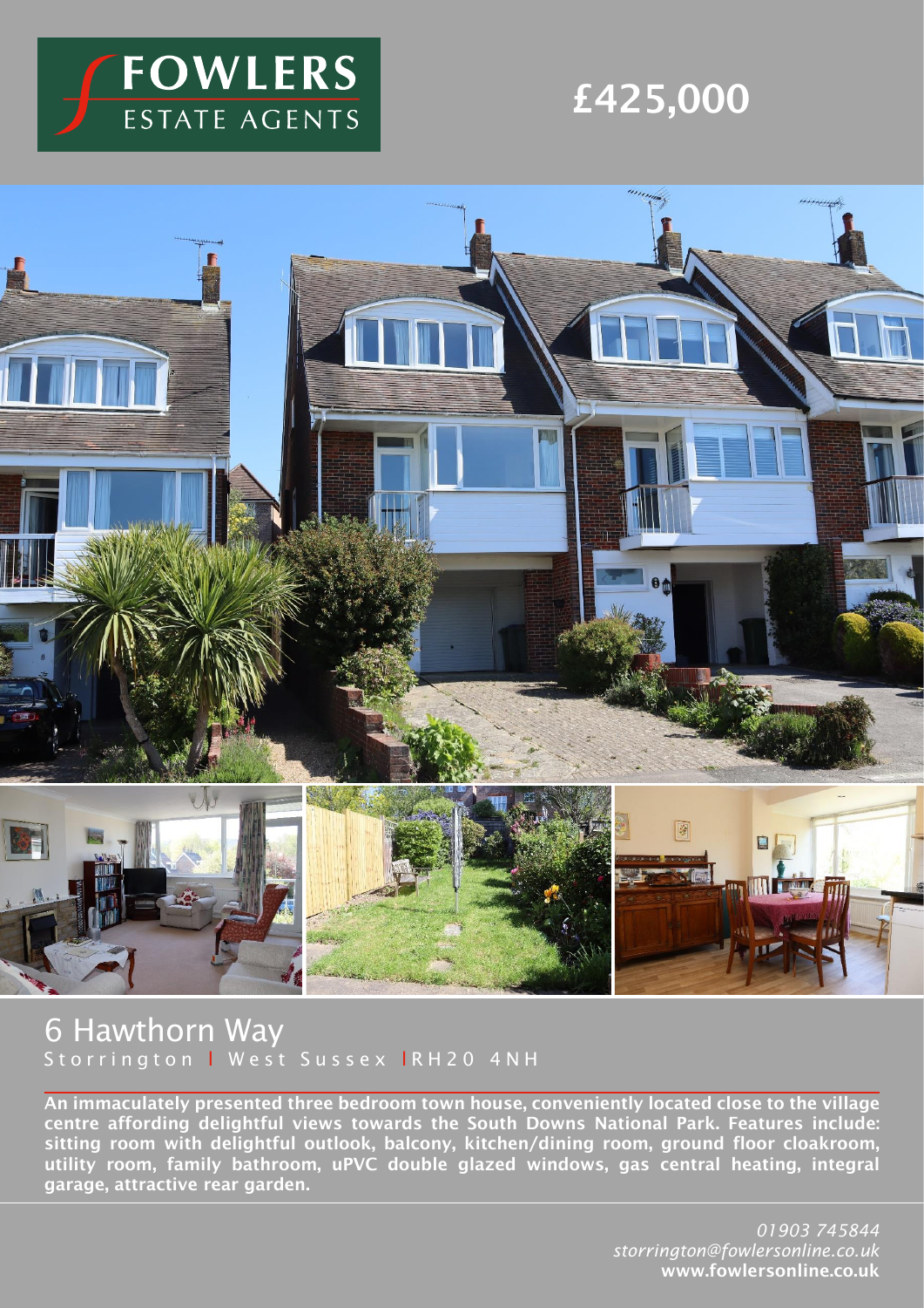FOWLERS ESTATE AGENTS

# £425,000

## 6 Hawthorn Way

Storrington | West Sussex | RH20 4NH

**An immaculately presented three bedroom town house, conveniently located close to the village centre affording delightful views towards the South Downs National Park. Features include: sitting room with delightful outlook, balcony, kitchen/dining room, ground floor cloakroom, utility room, family bathroom, uPVC double glazed windows, gas central heating, integral garage, attractive rear garden.**

*01903 745844*
*storrington@fowlersonline.co.uk*
**www.fowlersonline.co.uk**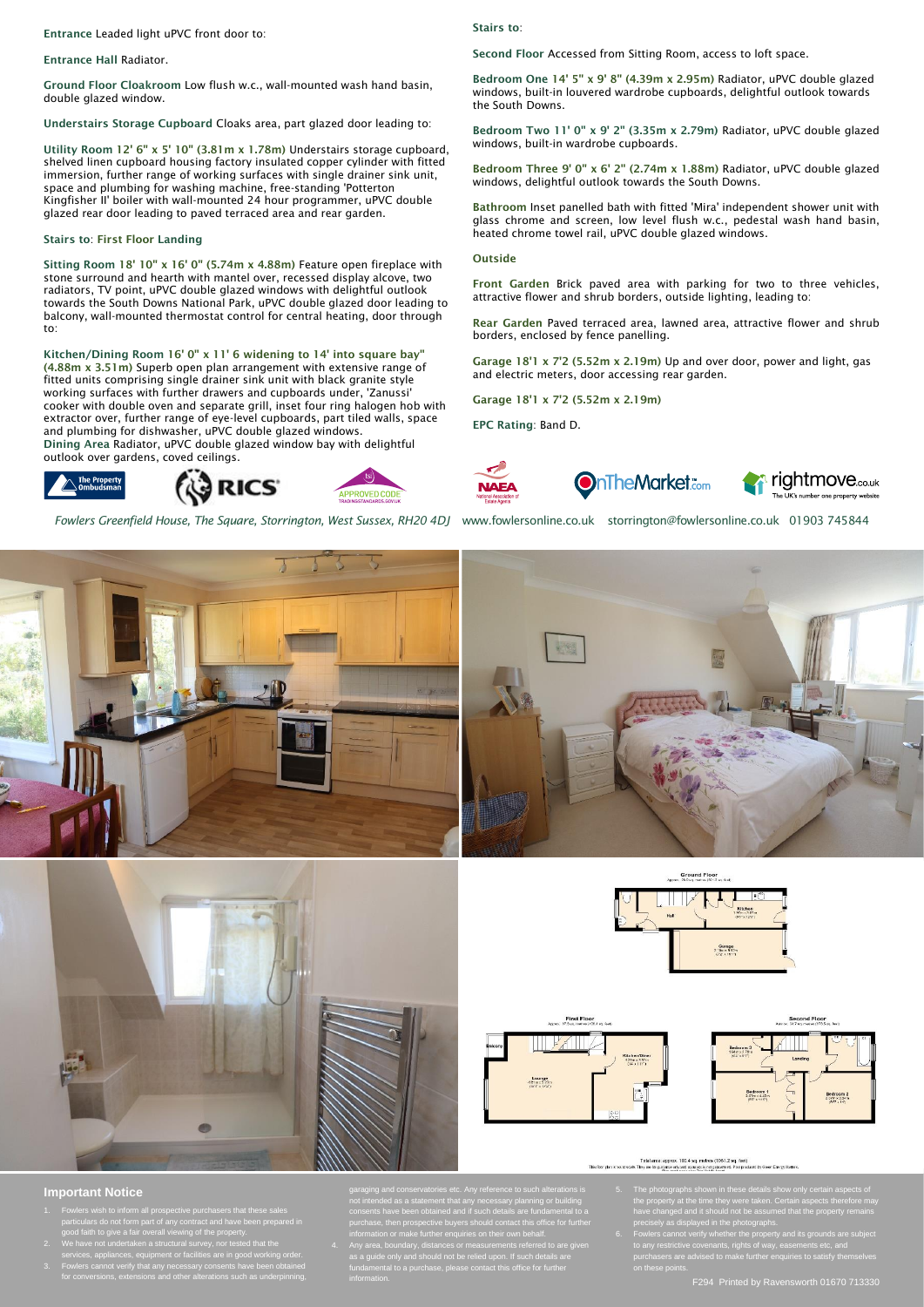**Entrance** Leaded light uPVC front door to:

**Entrance Hall** Radiator.

**Ground Floor Cloakroom** Low flush w.c., wall-mounted wash hand basin, double glazed window.

**Understairs Storage Cupboard** Cloaks area, part glazed door leading to:

**Utility Room 12' 6" x 5' 10" (3.81m x 1.78m)** Understairs storage cupboard, shelved linen cupboard housing factory insulated copper cylinder with fitted immersion, further range of working surfaces with single drainer sink unit, space and plumbing for washing machine, free-standing 'Potterton Kingfisher II' boiler with wall-mounted 24 hour programmer, uPVC double glazed rear door leading to paved terraced area and rear garden.

**Stairs to**: **First Floor Landing**

**Sitting Room 18' 10" x 16' 0" (5.74m x 4.88m)** Feature open fireplace with stone surround and hearth with mantel over, recessed display alcove, two radiators, TV point, uPVC double glazed windows with delightful outlook towards the South Downs National Park, uPVC double glazed door leading to balcony, wall-mounted thermostat control for central heating, door through to:

**Kitchen/Dining Room 16' 0" x 11' 6 widening to 14' into square bay" (4.88m x 3.51m)** Superb open plan arrangement with extensive range of fitted units comprising single drainer sink unit with black granite style working surfaces with further drawers and cupboards under, 'Zanussi' cooker with double oven and separate grill, inset four ring halogen hob with extractor over, further range of eye-level cupboards, part tiled walls, space and plumbing for dishwasher, uPVC double glazed windows.
**Dining Area** Radiator, uPVC double glazed window bay with delightful outlook over gardens, coved ceilings.

**Stairs to**:

**Second Floor** Accessed from Sitting Room, access to loft space.

**Bedroom One 14' 5" x 9' 8" (4.39m x 2.95m)** Radiator, uPVC double glazed windows, built-in louvered wardrobe cupboards, delightful outlook towards the South Downs.

**Bedroom Two 11' 0" x 9' 2" (3.35m x 2.79m)** Radiator, uPVC double glazed windows, built-in wardrobe cupboards.

**Bedroom Three 9' 0" x 6' 2" (2.74m x 1.88m)** Radiator, uPVC double glazed windows, delightful outlook towards the South Downs.

**Bathroom** Inset panelled bath with fitted 'Mira' independent shower unit with glass chrome and screen, low level flush w.c., pedestal wash hand basin, heated chrome towel rail, uPVC double glazed windows.

**Outside**

**Front Garden** Brick paved area with parking for two to three vehicles, attractive flower and shrub borders, outside lighting, leading to:

**Rear Garden** Paved terraced area, lawned area, attractive flower and shrub borders, enclosed by fence panelling.

**Garage 18'1 x 7'2 (5.52m x 2.19m)** Up and over door, power and light, gas and electric meters, door accessing rear garden.

**Garage 18'1 x 7'2 (5.52m x 2.19m)**

**EPC Rating**: Band D.

*Fowlers Greenfield House, The Square, Storrington, West Sussex, RH20 4DJ* www.fowlersonline.co.uk storrington@fowlersonline.co.uk 01903 745844

### Important Notice

1. Fowlers wish to inform all prospective purchasers that these sales particulars do not form part of any contract and have been prepared in good faith to give a fair overall viewing of the property.
2. We have not undertaken a structural survey, nor tested that the services, appliances, equipment or facilities are in good working order.
3. Fowlers cannot verify that any necessary consents have been obtained for conversions, extensions and other alterations such as underpinning, garaging and conservatories etc. Any reference to such alterations is not intended as a statement that any necessary planning or building consents have been obtained and if such details are fundamental to a purchase, then prospective buyers should contact this office for further information or make further enquiries on their own behalf.
4. Any area, boundary, distances or measurements referred to are given as a guide only and should not be relied upon. If such details are fundamental to a purchase, please contact this office for further information.
5. The photographs shown in these details show only certain aspects of the property at the time they were taken. Certain aspects therefore may have changed and it should not be assumed that the property remains precisely as displayed in the photographs.
6. Fowlers cannot verify whether the property and its grounds are subject to any restrictive covenants, rights of way, easements etc, and purchasers are advised to make further enquiries to satisfy themselves on these points.

F294 Printed by Ravensworth 01670 713330